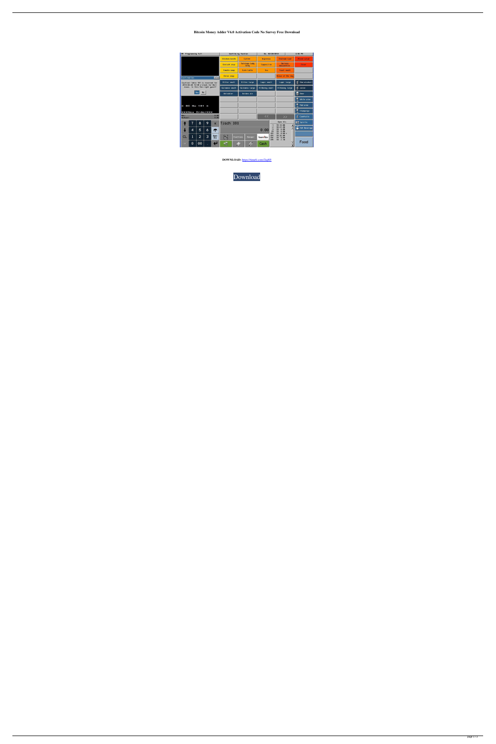**Bitcoin Money Adder V6.0 Activation Code No Survey Free Download**

**DOWNLOAD:** https://tinurli.com/2iq8l5

Download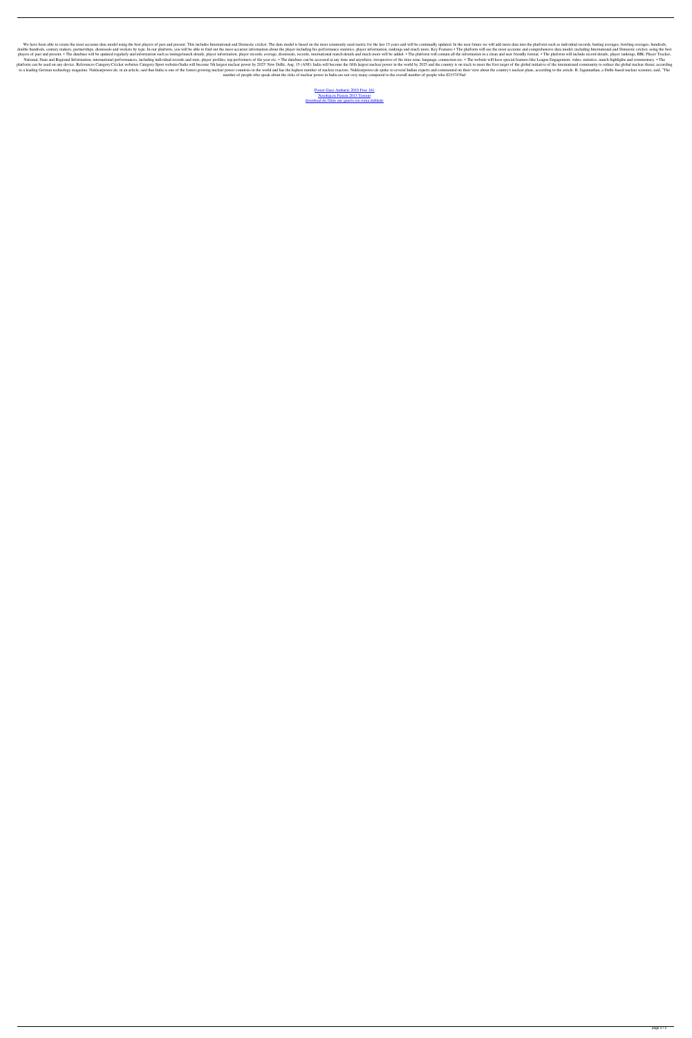We have been able to create the most accurate data model using the best players of past and present. This includes International and Domestic cricket. The data model is based on the most commonly used metric for the last 15 years and will be continually updated. In the near future we will add more data into the platform such as individual records, batting averages, bowling averages, hundreds, double hundreds, century makers, partnerships, dismissals and wickets by type. In our platform, you will be able to find out the most accurate information about the player including his performance statistics, player information, rankings and much more. Key Features • The platform will use the most accurate and comprehensive data model, including International and Domestic cricket, using the best players of past and present. • The database will be updated regularly and information such as innings/match details, player information, player records, average, dismissals, records, international match details and much more will be added. • The platform will contain all the information in a clean and user friendly format. • The platform will include record details, player rankings, BBL Player Tracker, National, State and Regional Information, international performances, including individual records and stats, player profiles, top performers of the year etc. • The database can be accessed at any time and anywhere, irrespective of the time zone, language, connection etc. • The website will have special features like League Engagement, video, statistics, match highlights and commentary. • The platform can be used on any device. References Category:Cricket websites Category:Sport websitesIndia will become 5th largest nuclear power by 2025' New Delhi, Aug. 15 (ANI): India will become the fifth largest nuclear power in the world by 2025 and the country is on track to meet the first target of the global initiative of the international community to reduce the global nuclear threat, according to a leading German technology magazine. Nuklearpower.de, in an article, said that India is one of the fastest growing nuclear power countries in the world and has the highest number of nuclear reactors. Nuklearpower.de spoke to several Indian experts and commented on their view about the country's nuclear plans, according to the article. R. Jagannathan, a Delhi-based nuclear scientist, said, "The number of people who speak about the risks of nuclear power in India are not very many compared to the overall number of people who 82157476af

[Power Geez Amharic 2010 Free 161](#)
[Nesobjects Fusion 2013 Torrent](#)
[download do filme um quarto em roma dublado](#)